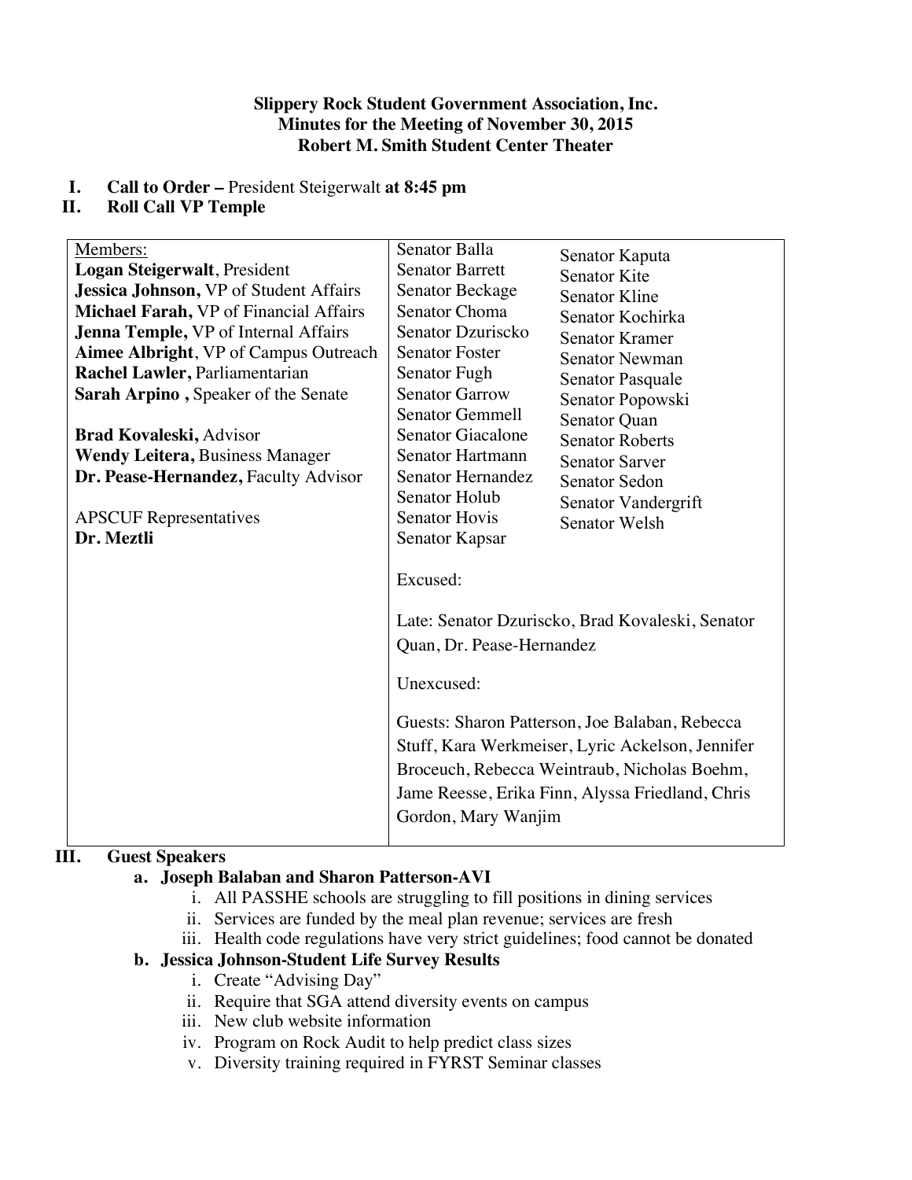**Slippery Rock Student Government Association, Inc.**
**Minutes for the Meeting of November 30, 2015**
**Robert M. Smith Student Center Theater**

I. **Call to Order –** President Steigerwalt **at 8:45 pm**
II. **Roll Call VP Temple**

| Members: | Senators | |
|---|---|---|
| **Logan Steigerwalt**, President | Senator Balla | Senator Kaputa |
| **Jessica Johnson,** VP of Student Affairs | Senator Barrett | Senator Kite |
| **Michael Farah,** VP of Financial Affairs | Senator Beckage | Senator Kline |
| **Jenna Temple,** VP of Internal Affairs | Senator Choma | Senator Kochirka |
| **Aimee Albright**, VP of Campus Outreach | Senator Dzuriscko | Senator Kramer |
| **Rachel Lawler,** Parliamentarian | Senator Foster | Senator Newman |
| **Sarah Arpino ,** Speaker of the Senate | Senator Fugh | Senator Pasquale |
| | Senator Garrow | Senator Popowski |
| **Brad Kovaleski,** Advisor | Senator Gemmell | Senator Quan |
| **Wendy Leitera,** Business Manager | Senator Giacalone | Senator Roberts |
| **Dr. Pease-Hernandez,** Faculty Advisor | Senator Hartmann | Senator Sarver |
| | Senator Hernandez | Senator Sedon |
| APSCUF Representatives | Senator Holub | Senator Vandergrift |
| **Dr. Meztli** | Senator Hovis | Senator Welsh |
| | Senator Kapsar | |

Excused:

Late: Senator Dzuriscko, Brad Kovaleski, Senator Quan, Dr. Pease-Hernandez

Unexcused:

Guests: Sharon Patterson, Joe Balaban, Rebecca Stuff, Kara Werkmeiser, Lyric Ackelson, Jennifer Broceuch, Rebecca Weintraub, Nicholas Boehm, Jame Reesse, Erika Finn, Alyssa Friedland, Chris Gordon, Mary Wanjim

III. **Guest Speakers**
   a. **Joseph Balaban and Sharon Patterson-AVI**
      i. All PASSHE schools are struggling to fill positions in dining services
      ii. Services are funded by the meal plan revenue; services are fresh
      iii. Health code regulations have very strict guidelines; food cannot be donated
   b. **Jessica Johnson-Student Life Survey Results**
      i. Create "Advising Day"
      ii. Require that SGA attend diversity events on campus
      iii. New club website information
      iv. Program on Rock Audit to help predict class sizes
      v. Diversity training required in FYRST Seminar classes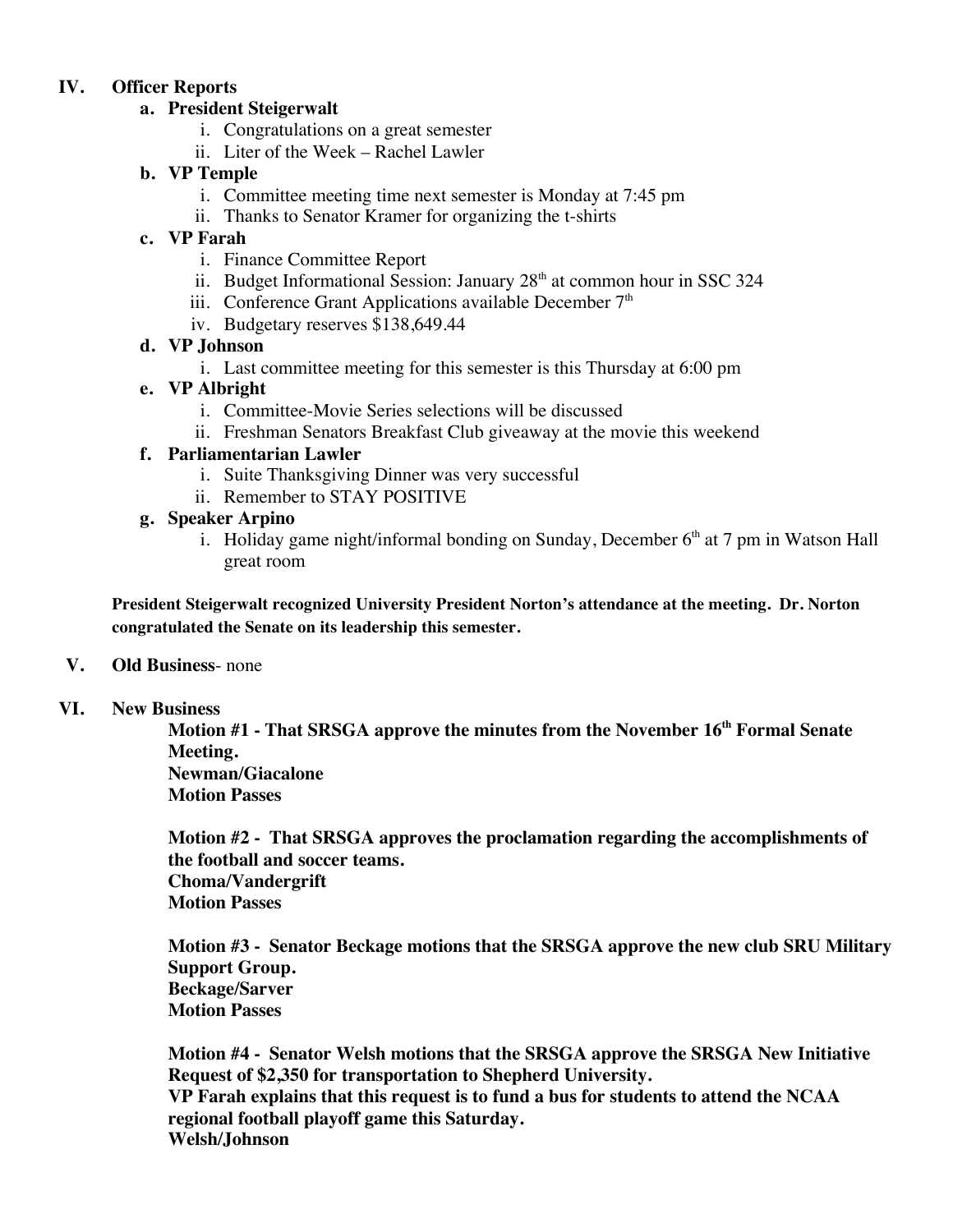## IV. Officer Reports

**a. President Steigerwalt**

i. Congratulations on a great semester
ii. Liter of the Week – Rachel Lawler

**b. VP Temple**

i. Committee meeting time next semester is Monday at 7:45 pm
ii. Thanks to Senator Kramer for organizing the t-shirts

**c. VP Farah**

i. Finance Committee Report
ii. Budget Informational Session: January 28th at common hour in SSC 324
iii. Conference Grant Applications available December 7th
iv. Budgetary reserves $138,649.44

**d. VP Johnson**

i. Last committee meeting for this semester is this Thursday at 6:00 pm

**e. VP Albright**

i. Committee-Movie Series selections will be discussed
ii. Freshman Senators Breakfast Club giveaway at the movie this weekend

**f. Parliamentarian Lawler**

i. Suite Thanksgiving Dinner was very successful
ii. Remember to STAY POSITIVE

**g. Speaker Arpino**

i. Holiday game night/informal bonding on Sunday, December 6th at 7 pm in Watson Hall great room

**President Steigerwalt recognized University President Norton's attendance at the meeting. Dr. Norton congratulated the Senate on its leadership this semester.**

## V. Old Business- none

## VI. New Business

**Motion #1 - That SRSGA approve the minutes from the November 16th Formal Senate Meeting.**
**Newman/Giacalone**
**Motion Passes**

**Motion #2 - That SRSGA approves the proclamation regarding the accomplishments of the football and soccer teams.**
**Choma/Vandergrift**
**Motion Passes**

**Motion #3 - Senator Beckage motions that the SRSGA approve the new club SRU Military Support Group.**
**Beckage/Sarver**
**Motion Passes**

**Motion #4 - Senator Welsh motions that the SRSGA approve the SRSGA New Initiative Request of $2,350 for transportation to Shepherd University.**
**VP Farah explains that this request is to fund a bus for students to attend the NCAA regional football playoff game this Saturday.**
**Welsh/Johnson**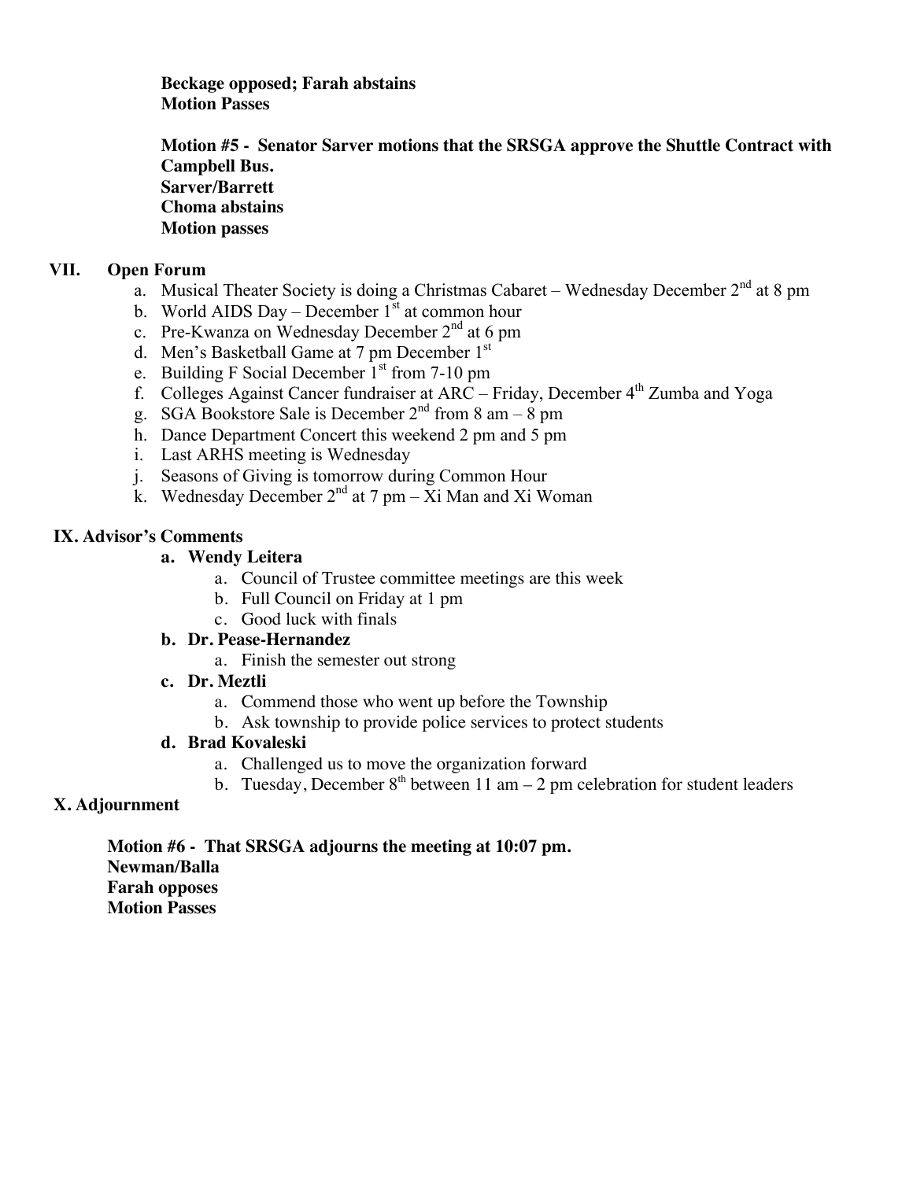**Beckage opposed; Farah abstains**
**Motion Passes**

**Motion #5 - Senator Sarver motions that the SRSGA approve the Shuttle Contract with Campbell Bus.**
**Sarver/Barrett**
**Choma abstains**
**Motion passes**

## VII. Open Forum

a. Musical Theater Society is doing a Christmas Cabaret – Wednesday December 2nd at 8 pm
b. World AIDS Day – December 1st at common hour
c. Pre-Kwanza on Wednesday December 2nd at 6 pm
d. Men's Basketball Game at 7 pm December 1st
e. Building F Social December 1st from 7-10 pm
f. Colleges Against Cancer fundraiser at ARC – Friday, December 4th Zumba and Yoga
g. SGA Bookstore Sale is December 2nd from 8 am – 8 pm
h. Dance Department Concert this weekend 2 pm and 5 pm
i. Last ARHS meeting is Wednesday
j. Seasons of Giving is tomorrow during Common Hour
k. Wednesday December 2nd at 7 pm – Xi Man and Xi Woman

## IX. Advisor's Comments

**a. Wendy Leitera**
  a. Council of Trustee committee meetings are this week
  b. Full Council on Friday at 1 pm
  c. Good luck with finals

**b. Dr. Pease-Hernandez**
  a. Finish the semester out strong

**c. Dr. Meztli**
  a. Commend those who went up before the Township
  b. Ask township to provide police services to protect students

**d. Brad Kovaleski**
  a. Challenged us to move the organization forward
  b. Tuesday, December 8th between 11 am – 2 pm celebration for student leaders

## X. Adjournment

**Motion #6 - That SRSGA adjourns the meeting at 10:07 pm.**
**Newman/Balla**
**Farah opposes**
**Motion Passes**